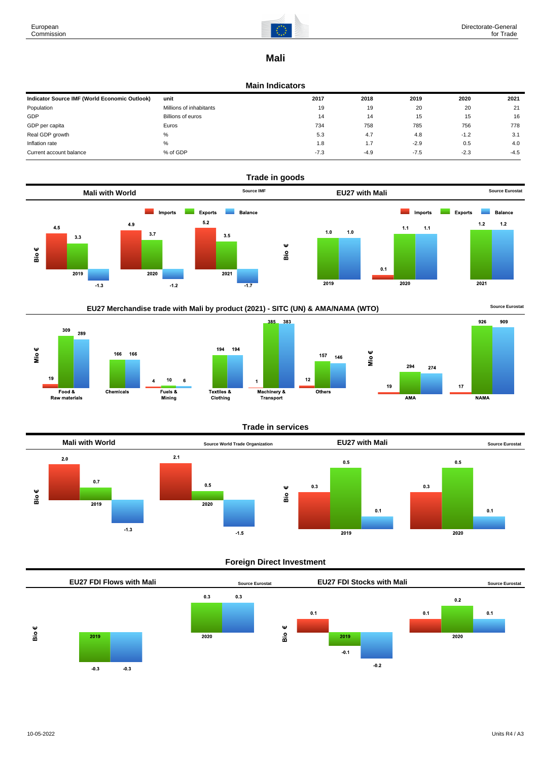European Commission

Directorate-General for Trade

# Mali

## Main Indicators

| Indicator Source IMF (World Economic Outlook) | unit | 2017 | 2018 | 2019 | 2020 | 2021 |
|---|---|---|---|---|---|---|
| Population | Millions of inhabitants | 19 | 19 | 20 | 20 | 21 |
| GDP | Billions of euros | 14 | 14 | 15 | 15 | 16 |
| GDP per capita | Euros | 734 | 758 | 785 | 756 | 778 |
| Real GDP growth | % | 5.3 | 4.7 | 4.8 | -1.2 | 3.1 |
| Inflation rate | % | 1.8 | 1.7 | -2.9 | 0.5 | 4.0 |
| Current account balance | % of GDP | -7.3 | -4.9 | -7.5 | -2.3 | -4.5 |

## Trade in goods

### Mali with World

Source IMF

Bio €

| | Imports | Exports | Balance |
|---|---|---|---|
| 2019 | 4.5 | 3.3 | -1.3 |
| 2020 | 4.9 | 3.7 | -1.2 |
| 2021 | 5.2 | 3.5 | -1.7 |

### EU27 with Mali

Source Eurostat

Bio €

| | Imports | Exports | Balance |
|---|---|---|---|
| 2019 | | 1.0 | 1.0 |
| 2020 | 0.1 | 1.1 | 1.1 |
| 2021 | | 1.2 | 1.2 |

### EU27 Merchandise trade with Mali by product (2021) - SITC (UN) & AMA/NAMA (WTO)

Source Eurostat

Mio €

| | Imports | Exports | Balance |
|---|---|---|---|
| Food & Raw materials | 19 | 309 | 289 |
| Chemicals | | 166 | 166 |
| Fuels & Mining | 4 | 10 | 6 |
| Textiles & Clothing | | 194 | 194 |
| Machinery & Transport | 1 | 385 | 383 |
| Others | 12 | 157 | 146 |
| AMA | 19 | 294 | 274 |
| NAMA | 17 | 926 | 909 |

## Trade in services

### Mali with World

Source World Trade Organization

Bio €

| | Imports | Exports | Balance |
|---|---|---|---|
| 2019 | 2.0 | 0.7 | -1.3 |
| 2020 | 2.1 | 0.5 | -1.5 |

### EU27 with Mali

Source Eurostat

Bio €

| | Imports | Exports | Balance |
|---|---|---|---|
| 2019 | 0.3 | 0.5 | 0.1 |
| 2020 | 0.3 | 0.5 | 0.1 |

## Foreign Direct Investment

### EU27 FDI Flows with Mali

Source Eurostat

Bio €

| | Outward | Net |
|---|---|---|
| 2019 | -0.3 | -0.3 |
| 2020 | 0.3 | 0.3 |

### EU27 FDI Stocks with Mali

Source Eurostat

Bio €

| | Inward | Outward | Net |
|---|---|---|---|
| 2019 | 0.1 | -0.1 | -0.2 |
| 2020 | 0.1 | 0.2 | 0.1 |

10-05-2022

Units R4 / A3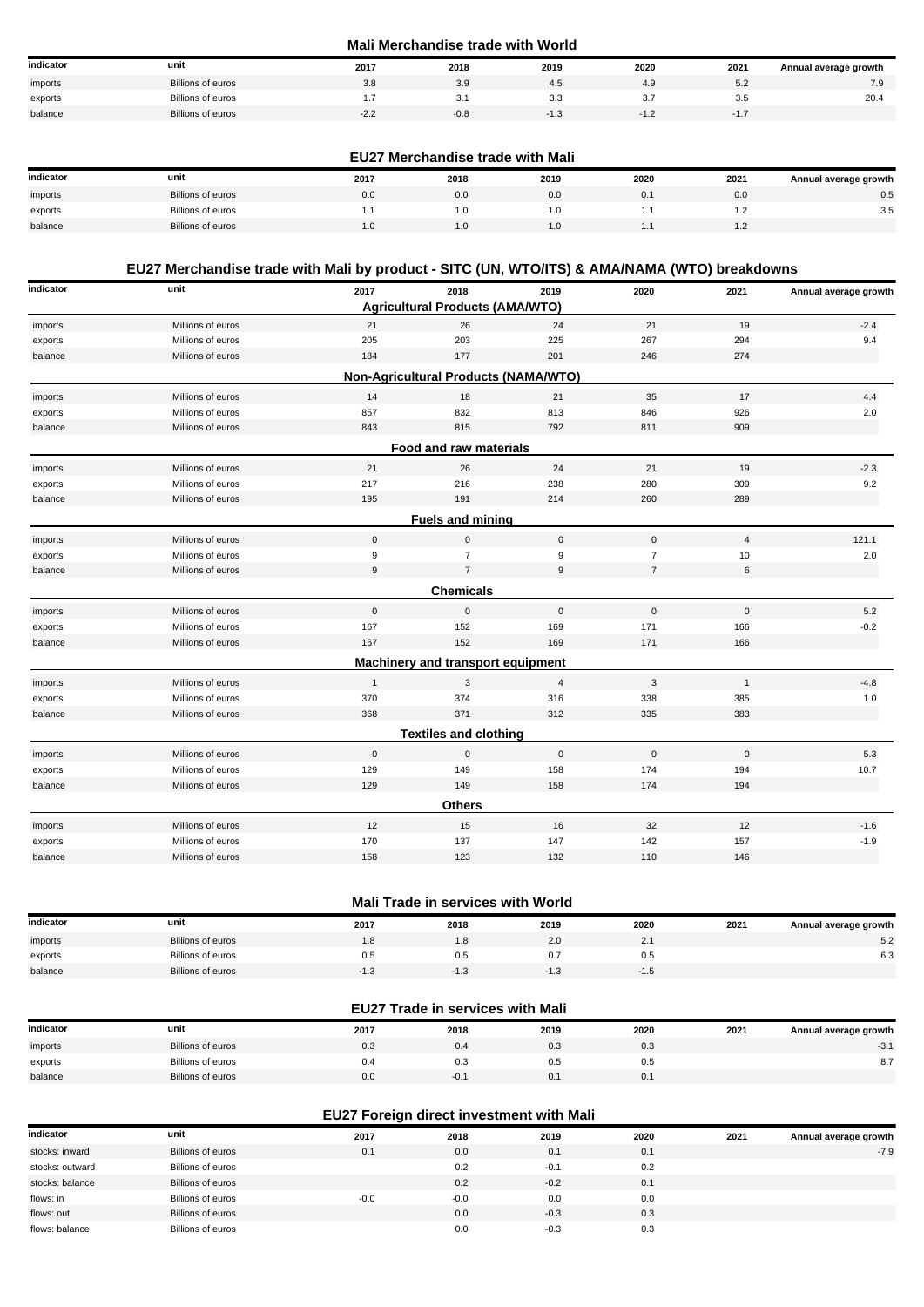## Mali Merchandise trade with World

| indicator | unit | 2017 | 2018 | 2019 | 2020 | 2021 | Annual average growth |
|---|---|---|---|---|---|---|---|
| imports | Billions of euros | 3.8 | 3.9 | 4.5 | 4.9 | 5.2 | 7.9 |
| exports | Billions of euros | 1.7 | 3.1 | 3.3 | 3.7 | 3.5 | 20.4 |
| balance | Billions of euros | -2.2 | -0.8 | -1.3 | -1.2 | -1.7 | |

## EU27 Merchandise trade with Mali

| indicator | unit | 2017 | 2018 | 2019 | 2020 | 2021 | Annual average growth |
|---|---|---|---|---|---|---|---|
| imports | Billions of euros | 0.0 | 0.0 | 0.0 | 0.1 | 0.0 | 0.5 |
| exports | Billions of euros | 1.1 | 1.0 | 1.0 | 1.1 | 1.2 | 3.5 |
| balance | Billions of euros | 1.0 | 1.0 | 1.0 | 1.1 | 1.2 | |

## EU27 Merchandise trade with Mali by product - SITC (UN, WTO/ITS) & AMA/NAMA (WTO) breakdowns

| indicator | unit | 2017 | 2018 | 2019 | 2020 | 2021 | Annual average growth |
|---|---|---|---|---|---|---|---|
| | | **Agricultural Products (AMA/WTO)** | | | | | |
| imports | Millions of euros | 21 | 26 | 24 | 21 | 19 | -2.4 |
| exports | Millions of euros | 205 | 203 | 225 | 267 | 294 | 9.4 |
| balance | Millions of euros | 184 | 177 | 201 | 246 | 274 | |
| | | **Non-Agricultural Products (NAMA/WTO)** | | | | | |
| imports | Millions of euros | 14 | 18 | 21 | 35 | 17 | 4.4 |
| exports | Millions of euros | 857 | 832 | 813 | 846 | 926 | 2.0 |
| balance | Millions of euros | 843 | 815 | 792 | 811 | 909 | |
| | | **Food and raw materials** | | | | | |
| imports | Millions of euros | 21 | 26 | 24 | 21 | 19 | -2.3 |
| exports | Millions of euros | 217 | 216 | 238 | 280 | 309 | 9.2 |
| balance | Millions of euros | 195 | 191 | 214 | 260 | 289 | |
| | | **Fuels and mining** | | | | | |
| imports | Millions of euros | 0 | 0 | 0 | 0 | 4 | 121.1 |
| exports | Millions of euros | 9 | 7 | 9 | 7 | 10 | 2.0 |
| balance | Millions of euros | 9 | 7 | 9 | 7 | 6 | |
| | | **Chemicals** | | | | | |
| imports | Millions of euros | 0 | 0 | 0 | 0 | 0 | 5.2 |
| exports | Millions of euros | 167 | 152 | 169 | 171 | 166 | -0.2 |
| balance | Millions of euros | 167 | 152 | 169 | 171 | 166 | |
| | | **Machinery and transport equipment** | | | | | |
| imports | Millions of euros | 1 | 3 | 4 | 3 | 1 | -4.8 |
| exports | Millions of euros | 370 | 374 | 316 | 338 | 385 | 1.0 |
| balance | Millions of euros | 368 | 371 | 312 | 335 | 383 | |
| | | **Textiles and clothing** | | | | | |
| imports | Millions of euros | 0 | 0 | 0 | 0 | 0 | 5.3 |
| exports | Millions of euros | 129 | 149 | 158 | 174 | 194 | 10.7 |
| balance | Millions of euros | 129 | 149 | 158 | 174 | 194 | |
| | | **Others** | | | | | |
| imports | Millions of euros | 12 | 15 | 16 | 32 | 12 | -1.6 |
| exports | Millions of euros | 170 | 137 | 147 | 142 | 157 | -1.9 |
| balance | Millions of euros | 158 | 123 | 132 | 110 | 146 | |

## Mali Trade in services with World

| indicator | unit | 2017 | 2018 | 2019 | 2020 | 2021 | Annual average growth |
|---|---|---|---|---|---|---|---|
| imports | Billions of euros | 1.8 | 1.8 | 2.0 | 2.1 | | 5.2 |
| exports | Billions of euros | 0.5 | 0.5 | 0.7 | 0.5 | | 6.3 |
| balance | Billions of euros | -1.3 | -1.3 | -1.3 | -1.5 | | |

## EU27 Trade in services with Mali

| indicator | unit | 2017 | 2018 | 2019 | 2020 | 2021 | Annual average growth |
|---|---|---|---|---|---|---|---|
| imports | Billions of euros | 0.3 | 0.4 | 0.3 | 0.3 | | -3.1 |
| exports | Billions of euros | 0.4 | 0.3 | 0.5 | 0.5 | | 8.7 |
| balance | Billions of euros | 0.0 | -0.1 | 0.1 | 0.1 | | |

## EU27 Foreign direct investment with Mali

| indicator | unit | 2017 | 2018 | 2019 | 2020 | 2021 | Annual average growth |
|---|---|---|---|---|---|---|---|
| stocks: inward | Billions of euros | 0.1 | 0.0 | 0.1 | 0.1 | | -7.9 |
| stocks: outward | Billions of euros | | 0.2 | -0.1 | 0.2 | | |
| stocks: balance | Billions of euros | | 0.2 | -0.2 | 0.1 | | |
| flows: in | Billions of euros | -0.0 | -0.0 | 0.0 | 0.0 | | |
| flows: out | Billions of euros | | 0.0 | -0.3 | 0.3 | | |
| flows: balance | Billions of euros | | 0.0 | -0.3 | 0.3 | | |